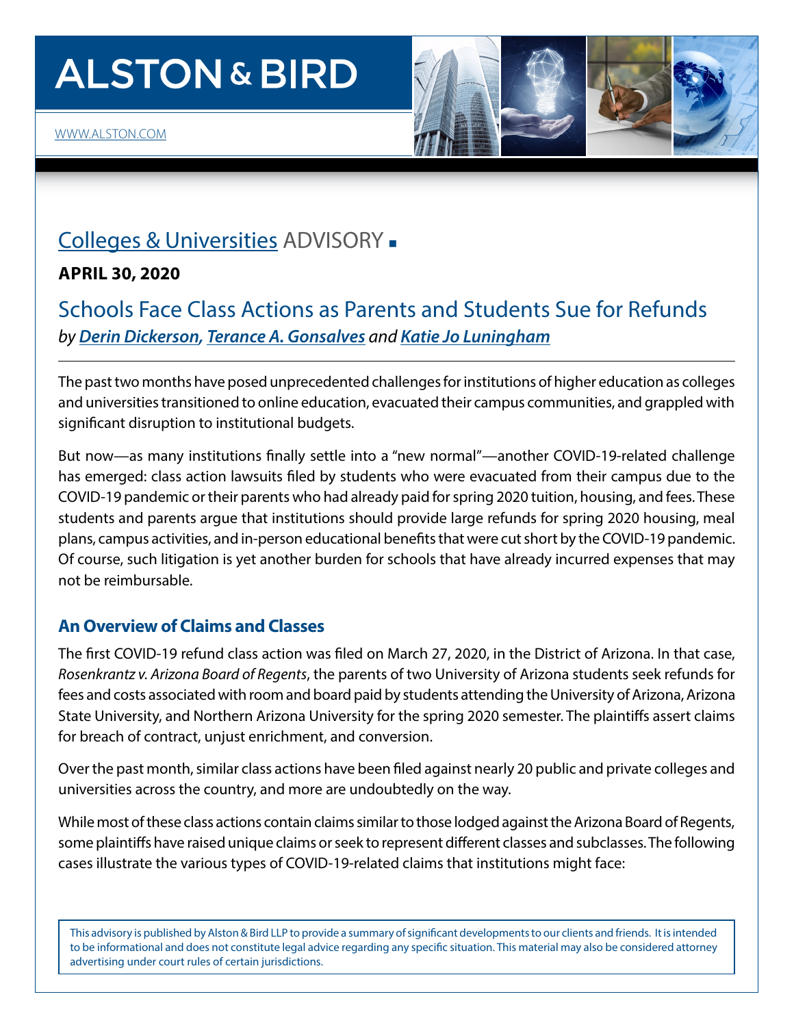# ALSTON & BIRD

WWW.ALSTON.COM

## Colleges & Universities ADVISORY ■

**APRIL 30, 2020**

# Schools Face Class Actions as Parents and Students Sue for Refunds

*by* ***Derin Dickerson, Terance A. Gonsalves*** *and* ***Katie Jo Luningham***

The past two months have posed unprecedented challenges for institutions of higher education as colleges and universities transitioned to online education, evacuated their campus communities, and grappled with significant disruption to institutional budgets.

But now—as many institutions finally settle into a "new normal"—another COVID-19-related challenge has emerged: class action lawsuits filed by students who were evacuated from their campus due to the COVID-19 pandemic or their parents who had already paid for spring 2020 tuition, housing, and fees. These students and parents argue that institutions should provide large refunds for spring 2020 housing, meal plans, campus activities, and in-person educational benefits that were cut short by the COVID-19 pandemic. Of course, such litigation is yet another burden for schools that have already incurred expenses that may not be reimbursable.

### An Overview of Claims and Classes

The first COVID-19 refund class action was filed on March 27, 2020, in the District of Arizona. In that case, *Rosenkrantz v. Arizona Board of Regents*, the parents of two University of Arizona students seek refunds for fees and costs associated with room and board paid by students attending the University of Arizona, Arizona State University, and Northern Arizona University for the spring 2020 semester. The plaintiffs assert claims for breach of contract, unjust enrichment, and conversion.

Over the past month, similar class actions have been filed against nearly 20 public and private colleges and universities across the country, and more are undoubtedly on the way.

While most of these class actions contain claims similar to those lodged against the Arizona Board of Regents, some plaintiffs have raised unique claims or seek to represent different classes and subclasses. The following cases illustrate the various types of COVID-19-related claims that institutions might face:

This advisory is published by Alston & Bird LLP to provide a summary of significant developments to our clients and friends. It is intended to be informational and does not constitute legal advice regarding any specific situation. This material may also be considered attorney advertising under court rules of certain jurisdictions.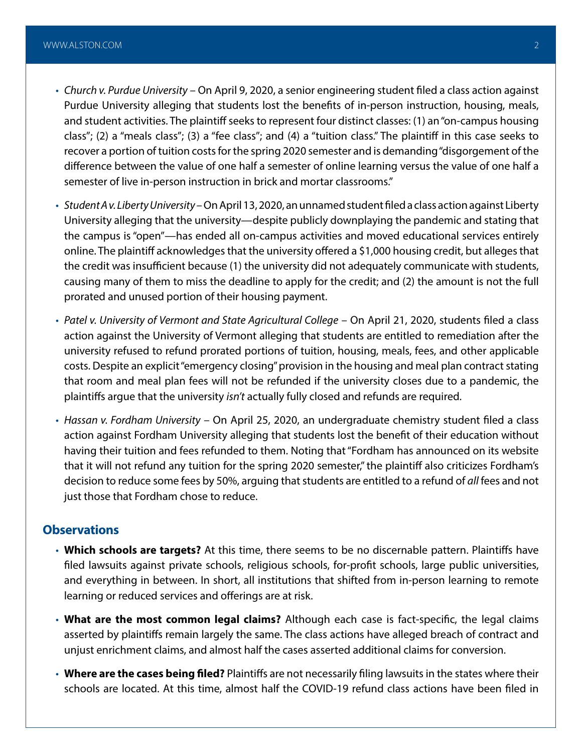- *Church v. Purdue University* – On April 9, 2020, a senior engineering student filed a class action against Purdue University alleging that students lost the benefits of in-person instruction, housing, meals, and student activities. The plaintiff seeks to represent four distinct classes: (1) an "on-campus housing class"; (2) a "meals class"; (3) a "fee class"; and (4) a "tuition class." The plaintiff in this case seeks to recover a portion of tuition costs for the spring 2020 semester and is demanding "disgorgement of the difference between the value of one half a semester of online learning versus the value of one half a semester of live in-person instruction in brick and mortar classrooms."

- *Student A v. Liberty University* – On April 13, 2020, an unnamed student filed a class action against Liberty University alleging that the university—despite publicly downplaying the pandemic and stating that the campus is "open"—has ended all on-campus activities and moved educational services entirely online. The plaintiff acknowledges that the university offered a $1,000 housing credit, but alleges that the credit was insufficient because (1) the university did not adequately communicate with students, causing many of them to miss the deadline to apply for the credit; and (2) the amount is not the full prorated and unused portion of their housing payment.

- *Patel v. University of Vermont and State Agricultural College* – On April 21, 2020, students filed a class action against the University of Vermont alleging that students are entitled to remediation after the university refused to refund prorated portions of tuition, housing, meals, fees, and other applicable costs. Despite an explicit "emergency closing" provision in the housing and meal plan contract stating that room and meal plan fees will not be refunded if the university closes due to a pandemic, the plaintiffs argue that the university *isn't* actually fully closed and refunds are required.

- *Hassan v. Fordham University* – On April 25, 2020, an undergraduate chemistry student filed a class action against Fordham University alleging that students lost the benefit of their education without having their tuition and fees refunded to them. Noting that "Fordham has announced on its website that it will not refund any tuition for the spring 2020 semester," the plaintiff also criticizes Fordham's decision to reduce some fees by 50%, arguing that students are entitled to a refund of *all* fees and not just those that Fordham chose to reduce.

## Observations

- **Which schools are targets?** At this time, there seems to be no discernable pattern. Plaintiffs have filed lawsuits against private schools, religious schools, for-profit schools, large public universities, and everything in between. In short, all institutions that shifted from in-person learning to remote learning or reduced services and offerings are at risk.

- **What are the most common legal claims?** Although each case is fact-specific, the legal claims asserted by plaintiffs remain largely the same. The class actions have alleged breach of contract and unjust enrichment claims, and almost half the cases asserted additional claims for conversion.

- **Where are the cases being filed?** Plaintiffs are not necessarily filing lawsuits in the states where their schools are located. At this time, almost half the COVID-19 refund class actions have been filed in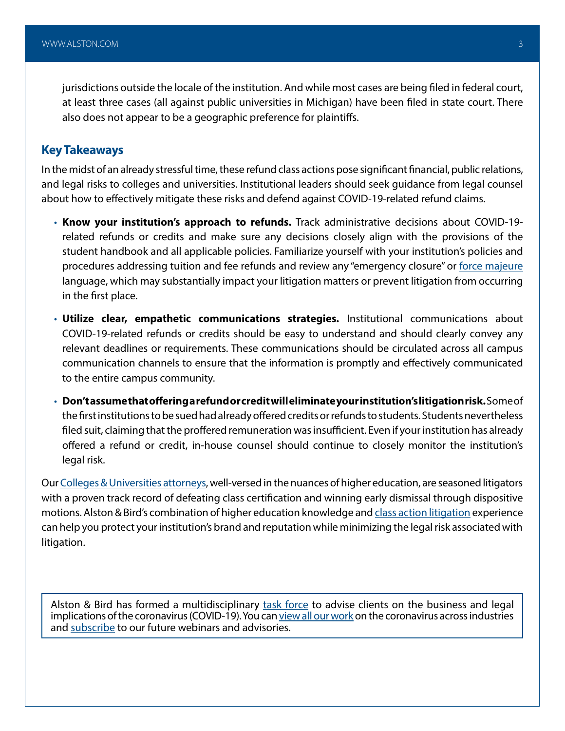jurisdictions outside the locale of the institution. And while most cases are being filed in federal court, at least three cases (all against public universities in Michigan) have been filed in state court. There also does not appear to be a geographic preference for plaintiffs.

## Key Takeaways

In the midst of an already stressful time, these refund class actions pose significant financial, public relations, and legal risks to colleges and universities. Institutional leaders should seek guidance from legal counsel about how to effectively mitigate these risks and defend against COVID-19-related refund claims.

- **Know your institution's approach to refunds.** Track administrative decisions about COVID-19-related refunds or credits and make sure any decisions closely align with the provisions of the student handbook and all applicable policies. Familiarize yourself with your institution's policies and procedures addressing tuition and fee refunds and review any "emergency closure" or force majeure language, which may substantially impact your litigation matters or prevent litigation from occurring in the first place.
- **Utilize clear, empathetic communications strategies.** Institutional communications about COVID-19-related refunds or credits should be easy to understand and should clearly convey any relevant deadlines or requirements. These communications should be circulated across all campus communication channels to ensure that the information is promptly and effectively communicated to the entire campus community.
- **Don't assume that offering a refund or credit will eliminate your institution's litigation risk.** Some of the first institutions to be sued had already offered credits or refunds to students. Students nevertheless filed suit, claiming that the proffered remuneration was insufficient. Even if your institution has already offered a refund or credit, in-house counsel should continue to closely monitor the institution's legal risk.

Our Colleges & Universities attorneys, well-versed in the nuances of higher education, are seasoned litigators with a proven track record of defeating class certification and winning early dismissal through dispositive motions. Alston & Bird's combination of higher education knowledge and class action litigation experience can help you protect your institution's brand and reputation while minimizing the legal risk associated with litigation.

Alston & Bird has formed a multidisciplinary task force to advise clients on the business and legal implications of the coronavirus (COVID-19). You can view all our work on the coronavirus across industries and subscribe to our future webinars and advisories.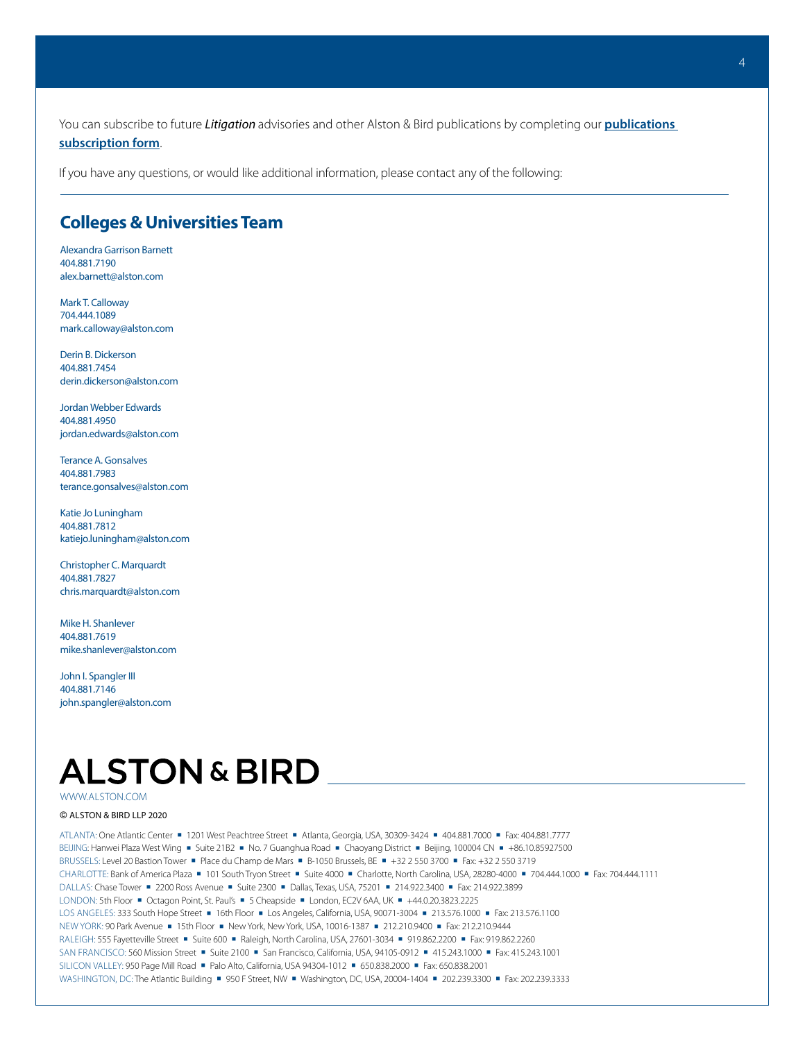You can subscribe to future *Litigation* advisories and other Alston & Bird publications by completing our **publications subscription form**.

If you have any questions, or would like additional information, please contact any of the following:

## Colleges & Universities Team

Alexandra Garrison Barnett
404.881.7190
alex.barnett@alston.com

Mark T. Calloway
704.444.1089
mark.calloway@alston.com

Derin B. Dickerson
404.881.7454
derin.dickerson@alston.com

Jordan Webber Edwards
404.881.4950
jordan.edwards@alston.com

Terance A. Gonsalves
404.881.7983
terance.gonsalves@alston.com

Katie Jo Luningham
404.881.7812
katiejo.luningham@alston.com

Christopher C. Marquardt
404.881.7827
chris.marquardt@alston.com

Mike H. Shanlever
404.881.7619
mike.shanlever@alston.com

John I. Spangler III
404.881.7146
john.spangler@alston.com

ALSTON & BIRD

WWW.ALSTON.COM

© ALSTON & BIRD LLP 2020

ATLANTA: One Atlantic Center ▪ 1201 West Peachtree Street ▪ Atlanta, Georgia, USA, 30309-3424 ▪ 404.881.7000 ▪ Fax: 404.881.7777
BEIJING: Hanwei Plaza West Wing ▪ Suite 21B2 ▪ No. 7 Guanghua Road ▪ Chaoyang District ▪ Beijing, 100004 CN ▪ +86.10.85927500
BRUSSELS: Level 20 Bastion Tower ▪ Place du Champ de Mars ▪ B-1050 Brussels, BE ▪ +32 2 550 3700 ▪ Fax: +32 2 550 3719
CHARLOTTE: Bank of America Plaza ▪ 101 South Tryon Street ▪ Suite 4000 ▪ Charlotte, North Carolina, USA, 28280-4000 ▪ 704.444.1000 ▪ Fax: 704.444.1111
DALLAS: Chase Tower ▪ 2200 Ross Avenue ▪ Suite 2300 ▪ Dallas, Texas, USA, 75201 ▪ 214.922.3400 ▪ Fax: 214.922.3899
LONDON: 5th Floor ▪ Octagon Point, St. Paul's ▪ 5 Cheapside ▪ London, EC2V 6AA, UK ▪ +44.0.20.3823.2225
LOS ANGELES: 333 South Hope Street ▪ 16th Floor ▪ Los Angeles, California, USA, 90071-3004 ▪ 213.576.1000 ▪ Fax: 213.576.1100
NEW YORK: 90 Park Avenue ▪ 15th Floor ▪ New York, New York, USA, 10016-1387 ▪ 212.210.9400 ▪ Fax: 212.210.9444
RALEIGH: 555 Fayetteville Street ▪ Suite 600 ▪ Raleigh, North Carolina, USA, 27601-3034 ▪ 919.862.2200 ▪ Fax: 919.862.2260
SAN FRANCISCO: 560 Mission Street ▪ Suite 2100 ▪ San Francisco, California, USA, 94105-0912 ▪ 415.243.1000 ▪ Fax: 415.243.1001
SILICON VALLEY: 950 Page Mill Road ▪ Palo Alto, California, USA 94304-1012 ▪ 650.838.2000 ▪ Fax: 650.838.2001
WASHINGTON, DC: The Atlantic Building ▪ 950 F Street, NW ▪ Washington, DC, USA, 20004-1404 ▪ 202.239.3300 ▪ Fax: 202.239.3333